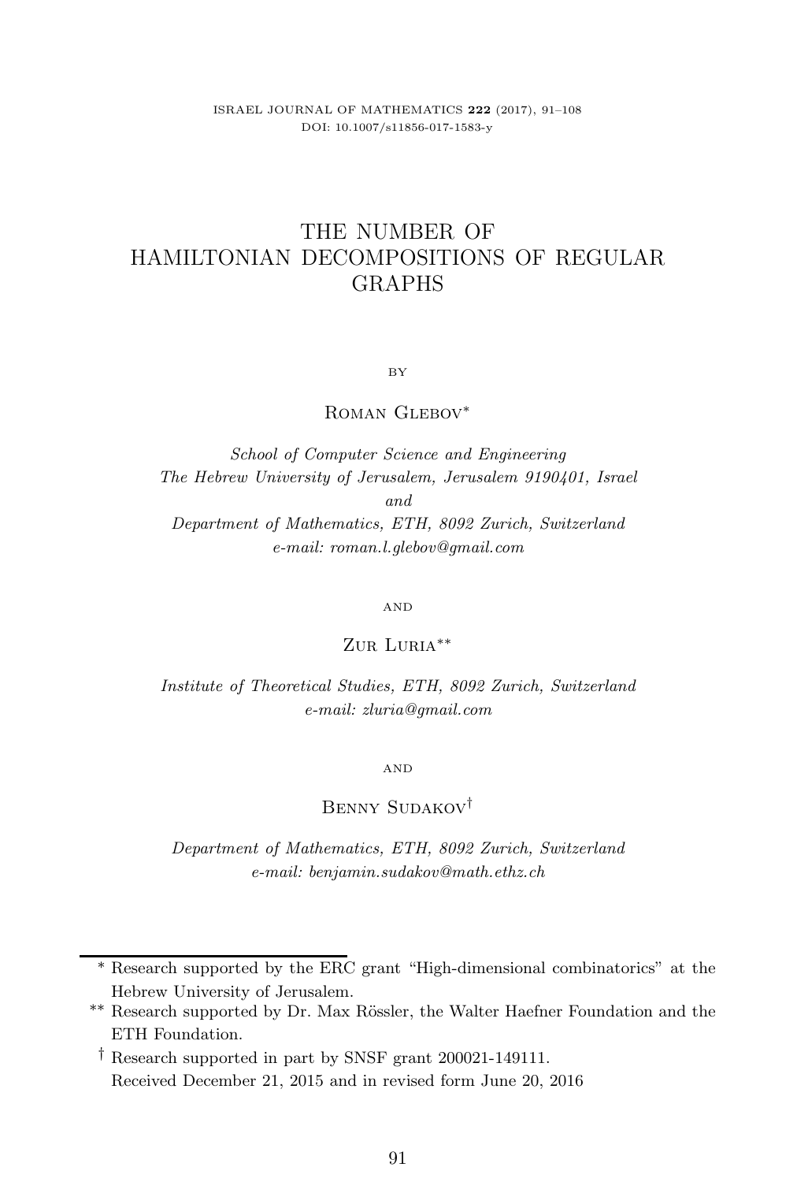# THE NUMBER OF HAMILTONIAN DECOMPOSITIONS OF REGULAR GRAPHS

BY

Roman Glebov[*]

*School of Computer Science and Engineering*
*The Hebrew University of Jerusalem, Jerusalem 9190401, Israel*
*and*
*Department of Mathematics, ETH, 8092 Zurich, Switzerland*
*e-mail: roman.l.glebov@gmail.com*

AND

Zur Luria[**]

*Institute of Theoretical Studies, ETH, 8092 Zurich, Switzerland*
*e-mail: zluria@gmail.com*

AND

Benny Sudakov[†]

*Department of Mathematics, ETH, 8092 Zurich, Switzerland*
*e-mail: benjamin.sudakov@math.ethz.ch*

---

[*] Research supported by the ERC grant "High-dimensional combinatorics" at the Hebrew University of Jerusalem.

[**] Research supported by Dr. Max Rössler, the Walter Haefner Foundation and the ETH Foundation.

[†] Research supported in part by SNSF grant 200021-149111.

Received December 21, 2015 and in revised form June 20, 2016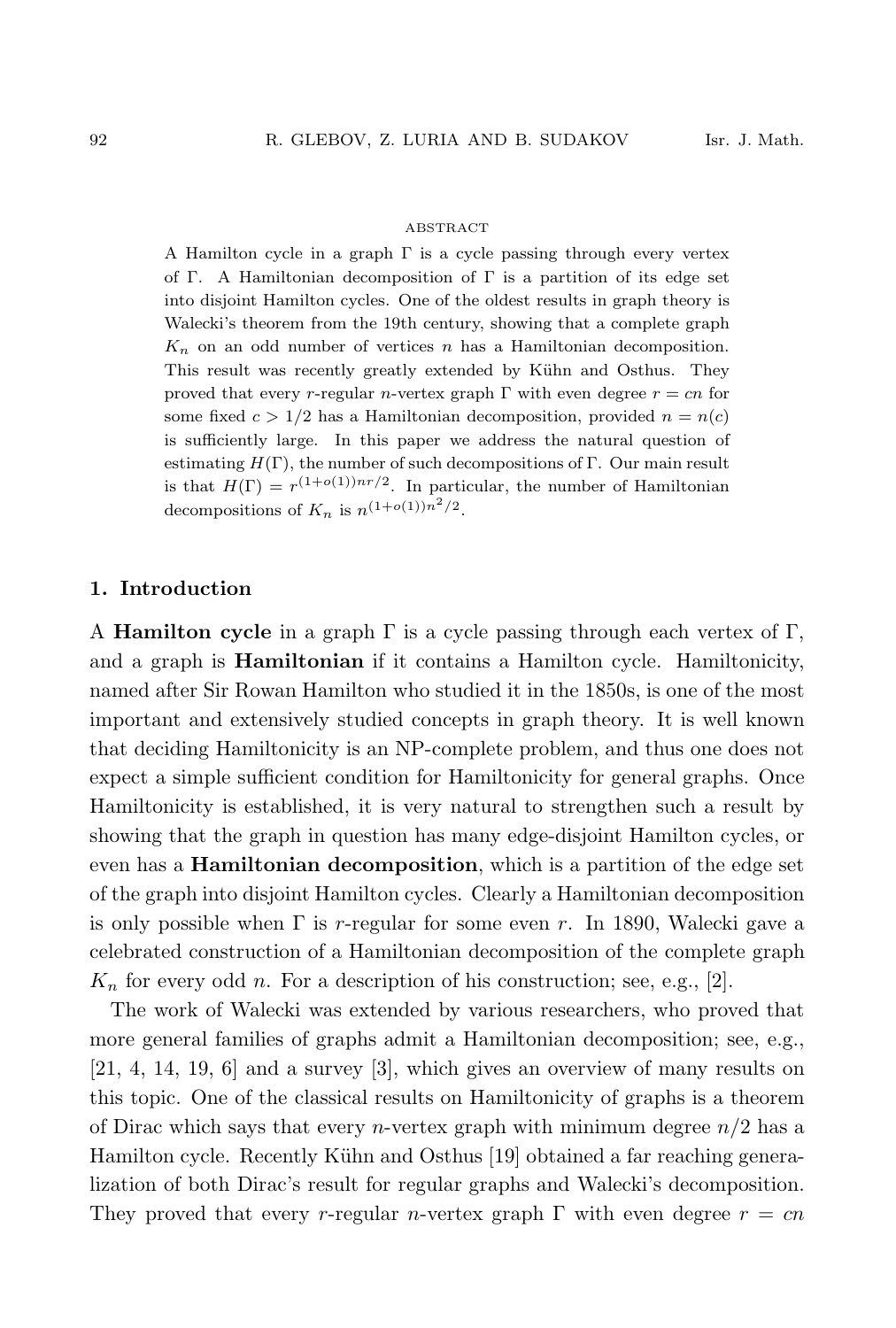ABSTRACT

A Hamilton cycle in a graph $\Gamma$ is a cycle passing through every vertex of $\Gamma$. A Hamiltonian decomposition of $\Gamma$ is a partition of its edge set into disjoint Hamilton cycles. One of the oldest results in graph theory is Walecki's theorem from the 19th century, showing that a complete graph $K_n$ on an odd number of vertices $n$ has a Hamiltonian decomposition. This result was recently greatly extended by Kühn and Osthus. They proved that every $r$-regular $n$-vertex graph $\Gamma$ with even degree $r = cn$ for some fixed $c > 1/2$ has a Hamiltonian decomposition, provided $n = n(c)$ is sufficiently large. In this paper we address the natural question of estimating $H(\Gamma)$, the number of such decompositions of $\Gamma$. Our main result is that $H(\Gamma) = r^{(1+o(1))nr/2}$. In particular, the number of Hamiltonian decompositions of $K_n$ is $n^{(1+o(1))n^2/2}$.

## 1. Introduction

A **Hamilton cycle** in a graph $\Gamma$ is a cycle passing through each vertex of $\Gamma$, and a graph is **Hamiltonian** if it contains a Hamilton cycle. Hamiltonicity, named after Sir Rowan Hamilton who studied it in the 1850s, is one of the most important and extensively studied concepts in graph theory. It is well known that deciding Hamiltonicity is an NP-complete problem, and thus one does not expect a simple sufficient condition for Hamiltonicity for general graphs. Once Hamiltonicity is established, it is very natural to strengthen such a result by showing that the graph in question has many edge-disjoint Hamilton cycles, or even has a **Hamiltonian decomposition**, which is a partition of the edge set of the graph into disjoint Hamilton cycles. Clearly a Hamiltonian decomposition is only possible when $\Gamma$ is $r$-regular for some even $r$. In 1890, Walecki gave a celebrated construction of a Hamiltonian decomposition of the complete graph $K_n$ for every odd $n$. For a description of his construction; see, e.g., [2].

The work of Walecki was extended by various researchers, who proved that more general families of graphs admit a Hamiltonian decomposition; see, e.g., [21, 4, 14, 19, 6] and a survey [3], which gives an overview of many results on this topic. One of the classical results on Hamiltonicity of graphs is a theorem of Dirac which says that every $n$-vertex graph with minimum degree $n/2$ has a Hamilton cycle. Recently Kühn and Osthus [19] obtained a far reaching generalization of both Dirac's result for regular graphs and Walecki's decomposition. They proved that every $r$-regular $n$-vertex graph $\Gamma$ with even degree $r = cn$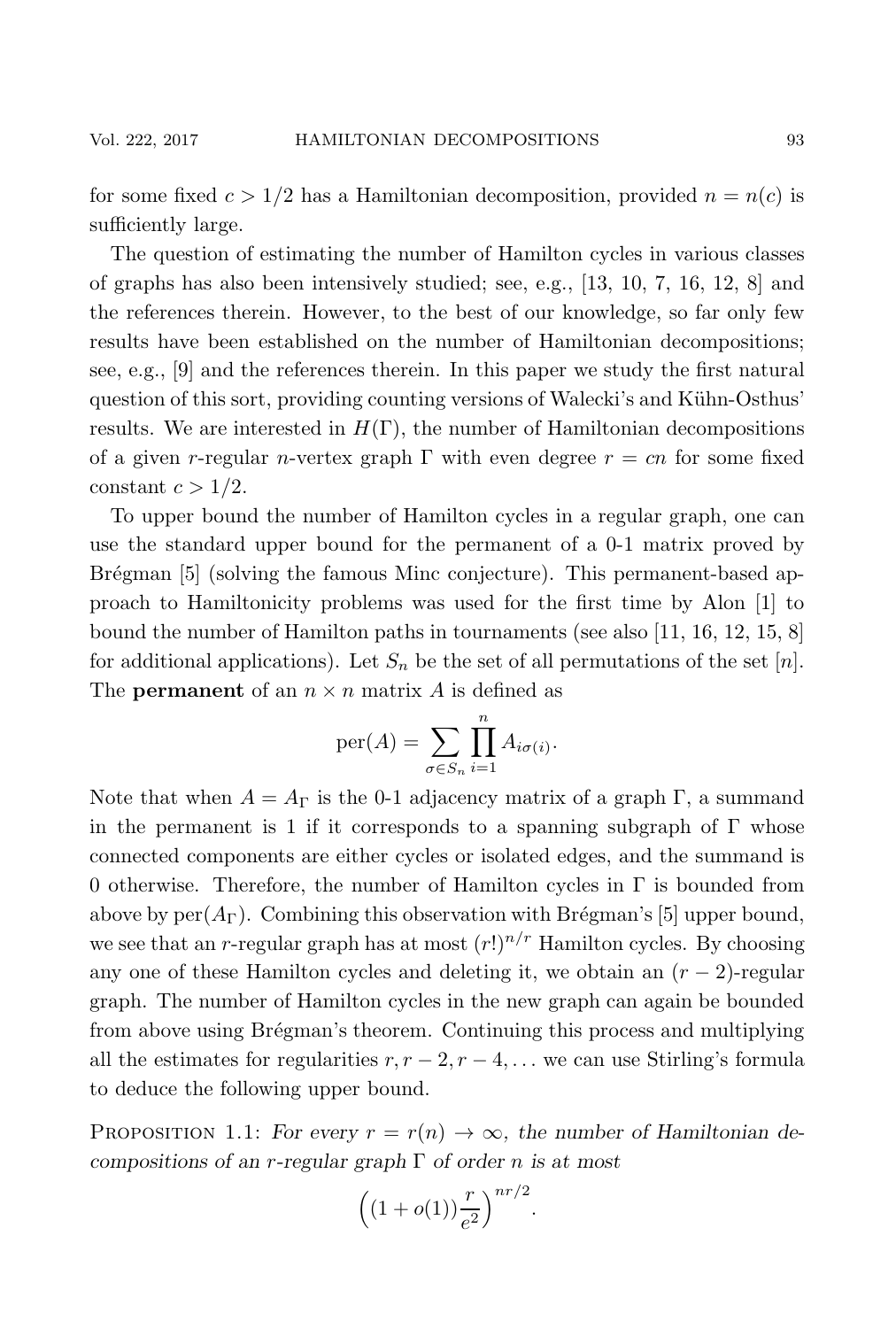for some fixed $c > 1/2$ has a Hamiltonian decomposition, provided $n = n(c)$ is sufficiently large.

The question of estimating the number of Hamilton cycles in various classes of graphs has also been intensively studied; see, e.g., [13, 10, 7, 16, 12, 8] and the references therein. However, to the best of our knowledge, so far only few results have been established on the number of Hamiltonian decompositions; see, e.g., [9] and the references therein. In this paper we study the first natural question of this sort, providing counting versions of Walecki's and Kühn-Osthus' results. We are interested in $H(\Gamma)$, the number of Hamiltonian decompositions of a given $r$-regular $n$-vertex graph $\Gamma$ with even degree $r = cn$ for some fixed constant $c > 1/2$.

To upper bound the number of Hamilton cycles in a regular graph, one can use the standard upper bound for the permanent of a 0-1 matrix proved by Brégman [5] (solving the famous Minc conjecture). This permanent-based approach to Hamiltonicity problems was used for the first time by Alon [1] to bound the number of Hamilton paths in tournaments (see also [11, 16, 12, 15, 8] for additional applications). Let $S_n$ be the set of all permutations of the set $[n]$. The **permanent** of an $n \times n$ matrix $A$ is defined as

$$\mathrm{per}(A) = \sum_{\sigma \in S_n} \prod_{i=1}^{n} A_{i\sigma(i)}.$$

Note that when $A = A_\Gamma$ is the 0-1 adjacency matrix of a graph $\Gamma$, a summand in the permanent is 1 if it corresponds to a spanning subgraph of $\Gamma$ whose connected components are either cycles or isolated edges, and the summand is 0 otherwise. Therefore, the number of Hamilton cycles in $\Gamma$ is bounded from above by $\mathrm{per}(A_\Gamma)$. Combining this observation with Brégman's [5] upper bound, we see that an $r$-regular graph has at most $(r!)^{n/r}$ Hamilton cycles. By choosing any one of these Hamilton cycles and deleting it, we obtain an $(r-2)$-regular graph. The number of Hamilton cycles in the new graph can again be bounded from above using Brégman's theorem. Continuing this process and multiplying all the estimates for regularities $r, r-2, r-4, \ldots$ we can use Stirling's formula to deduce the following upper bound.

Proposition 1.1: *For every $r = r(n) \to \infty$, the number of Hamiltonian decompositions of an $r$-regular graph $\Gamma$ of order $n$ is at most*

$$\left((1+o(1))\frac{r}{e^2}\right)^{nr/2}.$$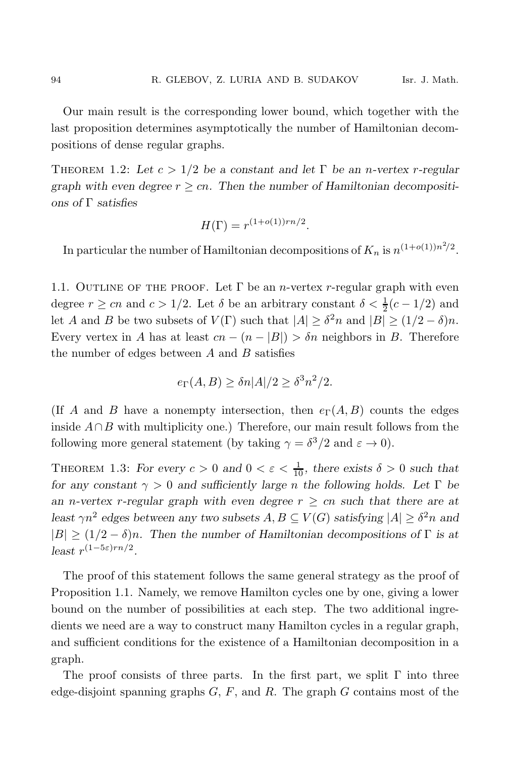Our main result is the corresponding lower bound, which together with the last proposition determines asymptotically the number of Hamiltonian decompositions of dense regular graphs.

**Theorem 1.2:** *Let $c > 1/2$ be a constant and let $\Gamma$ be an $n$-vertex $r$-regular graph with even degree $r \geq cn$. Then the number of Hamiltonian decompositions of $\Gamma$ satisfies*

$$H(\Gamma) = r^{(1+o(1))rn/2}.$$

In particular the number of Hamiltonian decompositions of $K_n$ is $n^{(1+o(1))n^2/2}$.

## 1.1. Outline of the proof.

Let $\Gamma$ be an $n$-vertex $r$-regular graph with even degree $r \geq cn$ and $c > 1/2$. Let $\delta$ be an arbitrary constant $\delta < \frac{1}{2}(c - 1/2)$ and let $A$ and $B$ be two subsets of $V(\Gamma)$ such that $|A| \geq \delta^2 n$ and $|B| \geq (1/2 - \delta)n$. Every vertex in $A$ has at least $cn - (n - |B|) > \delta n$ neighbors in $B$. Therefore the number of edges between $A$ and $B$ satisfies

$$e_\Gamma(A, B) \geq \delta n|A|/2 \geq \delta^3 n^2/2.$$

(If $A$ and $B$ have a nonempty intersection, then $e_\Gamma(A, B)$ counts the edges inside $A \cap B$ with multiplicity one.) Therefore, our main result follows from the following more general statement (by taking $\gamma = \delta^3/2$ and $\varepsilon \to 0$).

**Theorem 1.3:** *For every $c > 0$ and $0 < \varepsilon < \frac{1}{10}$, there exists $\delta > 0$ such that for any constant $\gamma > 0$ and sufficiently large $n$ the following holds. Let $\Gamma$ be an $n$-vertex $r$-regular graph with even degree $r \geq cn$ such that there are at least $\gamma n^2$ edges between any two subsets $A, B \subseteq V(G)$ satisfying $|A| \geq \delta^2 n$ and $|B| \geq (1/2 - \delta)n$. Then the number of Hamiltonian decompositions of $\Gamma$ is at least $r^{(1-5\varepsilon)rn/2}$.*

The proof of this statement follows the same general strategy as the proof of Proposition 1.1. Namely, we remove Hamilton cycles one by one, giving a lower bound on the number of possibilities at each step. The two additional ingredients we need are a way to construct many Hamilton cycles in a regular graph, and sufficient conditions for the existence of a Hamiltonian decomposition in a graph.

The proof consists of three parts. In the first part, we split $\Gamma$ into three edge-disjoint spanning graphs $G$, $F$, and $R$. The graph $G$ contains most of the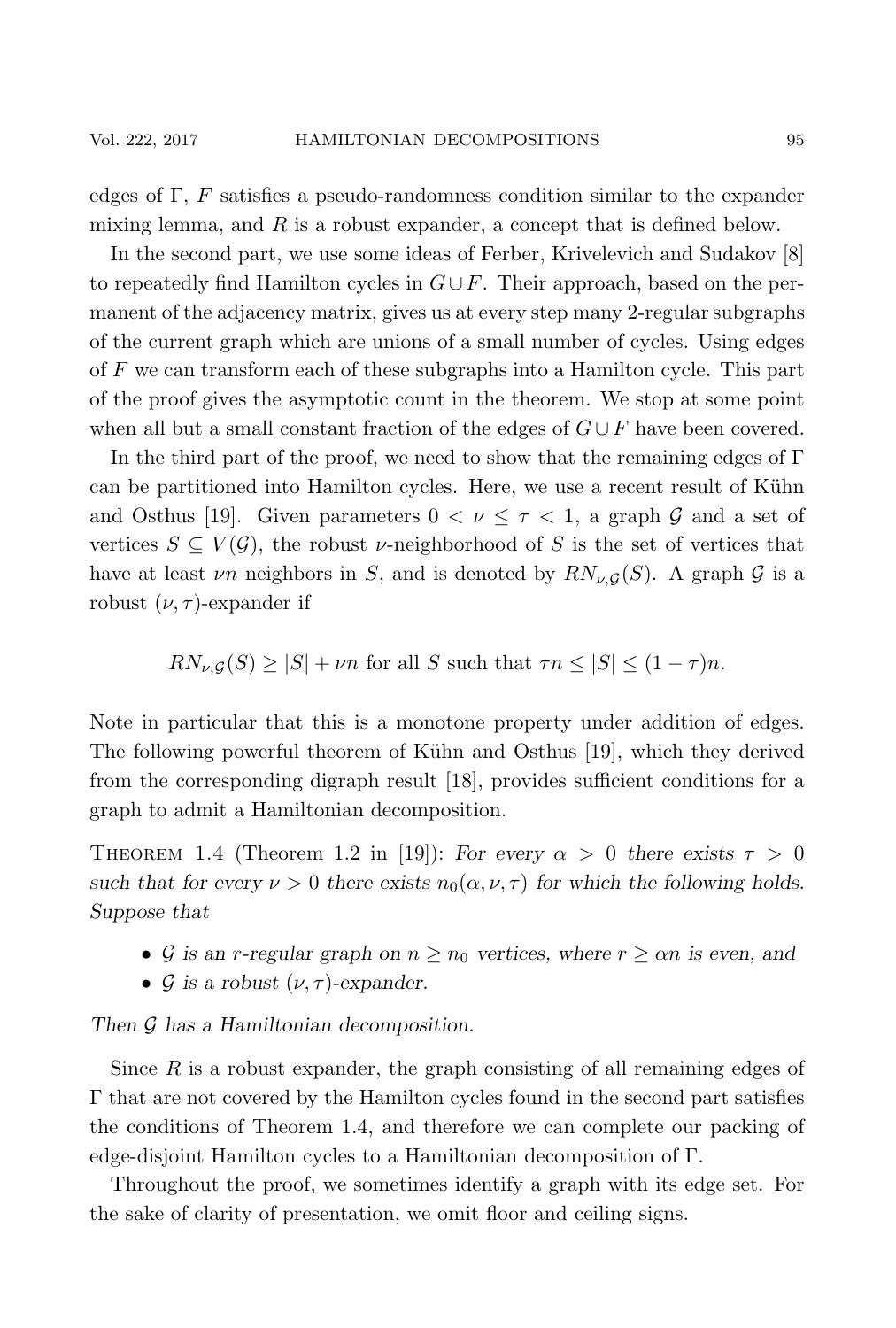edges of $\Gamma$, $F$ satisfies a pseudo-randomness condition similar to the expander mixing lemma, and $R$ is a robust expander, a concept that is defined below.

In the second part, we use some ideas of Ferber, Krivelevich and Sudakov [8] to repeatedly find Hamilton cycles in $G \cup F$. Their approach, based on the permanent of the adjacency matrix, gives us at every step many 2-regular subgraphs of the current graph which are unions of a small number of cycles. Using edges of $F$ we can transform each of these subgraphs into a Hamilton cycle. This part of the proof gives the asymptotic count in the theorem. We stop at some point when all but a small constant fraction of the edges of $G \cup F$ have been covered.

In the third part of the proof, we need to show that the remaining edges of $\Gamma$ can be partitioned into Hamilton cycles. Here, we use a recent result of Kühn and Osthus [19]. Given parameters $0 < \nu \leq \tau < 1$, a graph $\mathcal{G}$ and a set of vertices $S \subseteq V(\mathcal{G})$, the robust $\nu$-neighborhood of $S$ is the set of vertices that have at least $\nu n$ neighbors in $S$, and is denoted by $RN_{\nu,\mathcal{G}}(S)$. A graph $\mathcal{G}$ is a robust $(\nu, \tau)$-expander if

$$RN_{\nu,\mathcal{G}}(S) \geq |S| + \nu n \text{ for all } S \text{ such that } \tau n \leq |S| \leq (1-\tau)n.$$

Note in particular that this is a monotone property under addition of edges. The following powerful theorem of Kühn and Osthus [19], which they derived from the corresponding digraph result [18], provides sufficient conditions for a graph to admit a Hamiltonian decomposition.

**Theorem 1.4** (Theorem 1.2 in [19]): *For every $\alpha > 0$ there exists $\tau > 0$ such that for every $\nu > 0$ there exists $n_0(\alpha, \nu, \tau)$ for which the following holds. Suppose that*

- *$\mathcal{G}$ is an $r$-regular graph on $n \geq n_0$ vertices, where $r \geq \alpha n$ is even, and*
- *$\mathcal{G}$ is a robust $(\nu, \tau)$-expander.*

*Then $\mathcal{G}$ has a Hamiltonian decomposition.*

Since $R$ is a robust expander, the graph consisting of all remaining edges of $\Gamma$ that are not covered by the Hamilton cycles found in the second part satisfies the conditions of Theorem 1.4, and therefore we can complete our packing of edge-disjoint Hamilton cycles to a Hamiltonian decomposition of $\Gamma$.

Throughout the proof, we sometimes identify a graph with its edge set. For the sake of clarity of presentation, we omit floor and ceiling signs.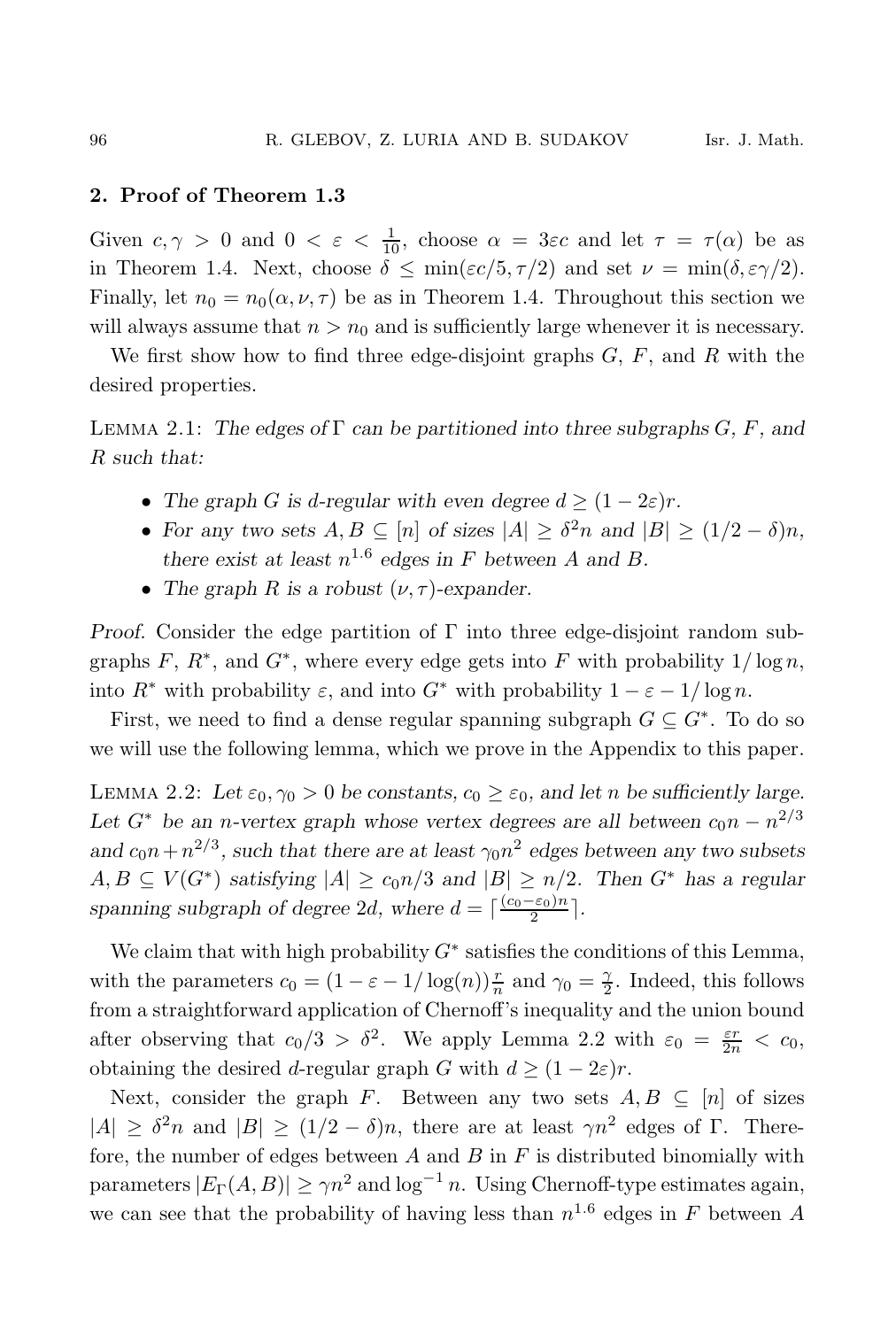## 2. Proof of Theorem 1.3

Given $c, \gamma > 0$ and $0 < \varepsilon < \frac{1}{10}$, choose $\alpha = 3\varepsilon c$ and let $\tau = \tau(\alpha)$ be as in Theorem 1.4. Next, choose $\delta \leq \min(\varepsilon c/5, \tau/2)$ and set $\nu = \min(\delta, \varepsilon\gamma/2)$. Finally, let $n_0 = n_0(\alpha, \nu, \tau)$ be as in Theorem 1.4. Throughout this section we will always assume that $n > n_0$ and is sufficiently large whenever it is necessary.

We first show how to find three edge-disjoint graphs $G$, $F$, and $R$ with the desired properties.

Lemma 2.1: *The edges of $\Gamma$ can be partitioned into three subgraphs $G$, $F$, and $R$ such that:*

- *The graph $G$ is $d$-regular with even degree $d \geq (1 - 2\varepsilon)r$.*
- *For any two sets $A, B \subseteq [n]$ of sizes $|A| \geq \delta^2 n$ and $|B| \geq (1/2 - \delta)n$, there exist at least $n^{1.6}$ edges in $F$ between $A$ and $B$.*
- *The graph $R$ is a robust $(\nu, \tau)$-expander.*

*Proof.* Consider the edge partition of $\Gamma$ into three edge-disjoint random subgraphs $F$, $R^*$, and $G^*$, where every edge gets into $F$ with probability $1/\log n$, into $R^*$ with probability $\varepsilon$, and into $G^*$ with probability $1 - \varepsilon - 1/\log n$.

First, we need to find a dense regular spanning subgraph $G \subseteq G^*$. To do so we will use the following lemma, which we prove in the Appendix to this paper.

Lemma 2.2: *Let $\varepsilon_0, \gamma_0 > 0$ be constants, $c_0 \geq \varepsilon_0$, and let $n$ be sufficiently large. Let $G^*$ be an $n$-vertex graph whose vertex degrees are all between $c_0 n - n^{2/3}$ and $c_0 n + n^{2/3}$, such that there are at least $\gamma_0 n^2$ edges between any two subsets $A, B \subseteq V(G^*)$ satisfying $|A| \geq c_0 n/3$ and $|B| \geq n/2$. Then $G^*$ has a regular spanning subgraph of degree $2d$, where $d = \lceil \frac{(c_0 - \varepsilon_0)n}{2} \rceil$.*

We claim that with high probability $G^*$ satisfies the conditions of this Lemma, with the parameters $c_0 = (1 - \varepsilon - 1/\log(n))\frac{r}{n}$ and $\gamma_0 = \frac{\gamma}{2}$. Indeed, this follows from a straightforward application of Chernoff's inequality and the union bound after observing that $c_0/3 > \delta^2$. We apply Lemma 2.2 with $\varepsilon_0 = \frac{\varepsilon r}{2n} < c_0$, obtaining the desired $d$-regular graph $G$ with $d \geq (1 - 2\varepsilon)r$.

Next, consider the graph $F$. Between any two sets $A, B \subseteq [n]$ of sizes $|A| \geq \delta^2 n$ and $|B| \geq (1/2 - \delta)n$, there are at least $\gamma n^2$ edges of $\Gamma$. Therefore, the number of edges between $A$ and $B$ in $F$ is distributed binomially with parameters $|E_\Gamma(A, B)| \geq \gamma n^2$ and $\log^{-1} n$. Using Chernoff-type estimates again, we can see that the probability of having less than $n^{1.6}$ edges in $F$ between $A$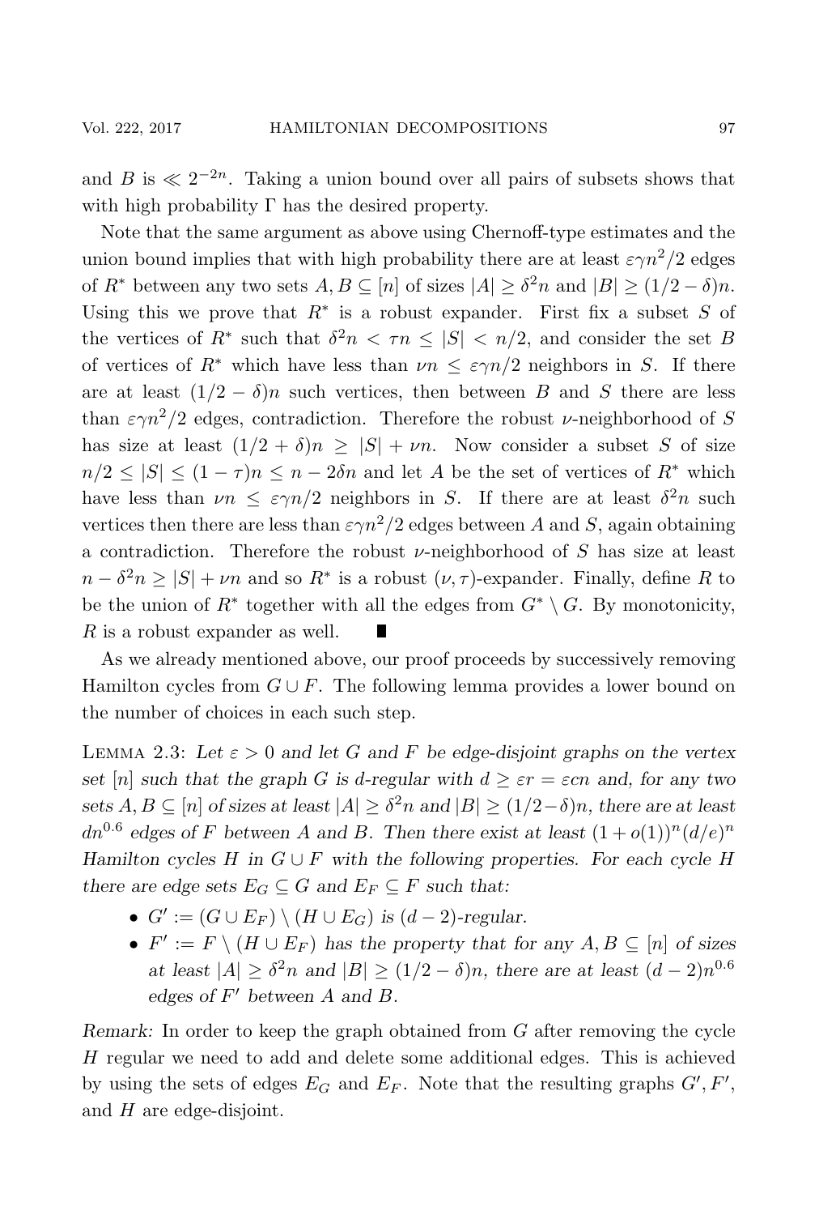and $B$ is $\ll 2^{-2n}$. Taking a union bound over all pairs of subsets shows that with high probability $\Gamma$ has the desired property.

Note that the same argument as above using Chernoff-type estimates and the union bound implies that with high probability there are at least $\varepsilon\gamma n^2/2$ edges of $R^*$ between any two sets $A, B \subseteq [n]$ of sizes $|A| \geq \delta^2 n$ and $|B| \geq (1/2 - \delta)n$. Using this we prove that $R^*$ is a robust expander. First fix a subset $S$ of the vertices of $R^*$ such that $\delta^2 n < \tau n \leq |S| < n/2$, and consider the set $B$ of vertices of $R^*$ which have less than $\nu n \leq \varepsilon\gamma n/2$ neighbors in $S$. If there are at least $(1/2 - \delta)n$ such vertices, then between $B$ and $S$ there are less than $\varepsilon\gamma n^2/2$ edges, contradiction. Therefore the robust $\nu$-neighborhood of $S$ has size at least $(1/2 + \delta)n \geq |S| + \nu n$. Now consider a subset $S$ of size $n/2 \leq |S| \leq (1 - \tau)n \leq n - 2\delta n$ and let $A$ be the set of vertices of $R^*$ which have less than $\nu n \leq \varepsilon\gamma n/2$ neighbors in $S$. If there are at least $\delta^2 n$ such vertices then there are less than $\varepsilon\gamma n^2/2$ edges between $A$ and $S$, again obtaining a contradiction. Therefore the robust $\nu$-neighborhood of $S$ has size at least $n - \delta^2 n \geq |S| + \nu n$ and so $R^*$ is a robust $(\nu, \tau)$-expander. Finally, define $R$ to be the union of $R^*$ together with all the edges from $G^* \setminus G$. By monotonicity, $R$ is a robust expander as well. ∎

As we already mentioned above, our proof proceeds by successively removing Hamilton cycles from $G \cup F$. The following lemma provides a lower bound on the number of choices in each such step.

Lemma 2.3: *Let $\varepsilon > 0$ and let $G$ and $F$ be edge-disjoint graphs on the vertex set $[n]$ such that the graph $G$ is $d$-regular with $d \geq \varepsilon r = \varepsilon cn$ and, for any two sets $A, B \subseteq [n]$ of sizes at least $|A| \geq \delta^2 n$ and $|B| \geq (1/2 - \delta)n$, there are at least $dn^{0.6}$ edges of $F$ between $A$ and $B$. Then there exist at least $(1 + o(1))^n (d/e)^n$ Hamilton cycles $H$ in $G \cup F$ with the following properties. For each cycle $H$ there are edge sets $E_G \subseteq G$ and $E_F \subseteq F$ such that:*

- *$G' := (G \cup E_F) \setminus (H \cup E_G)$ is $(d - 2)$-regular.*
- *$F' := F \setminus (H \cup E_F)$ has the property that for any $A, B \subseteq [n]$ of sizes at least $|A| \geq \delta^2 n$ and $|B| \geq (1/2 - \delta)n$, there are at least $(d - 2)n^{0.6}$ edges of $F'$ between $A$ and $B$.*

*Remark:* In order to keep the graph obtained from $G$ after removing the cycle $H$ regular we need to add and delete some additional edges. This is achieved by using the sets of edges $E_G$ and $E_F$. Note that the resulting graphs $G', F'$, and $H$ are edge-disjoint.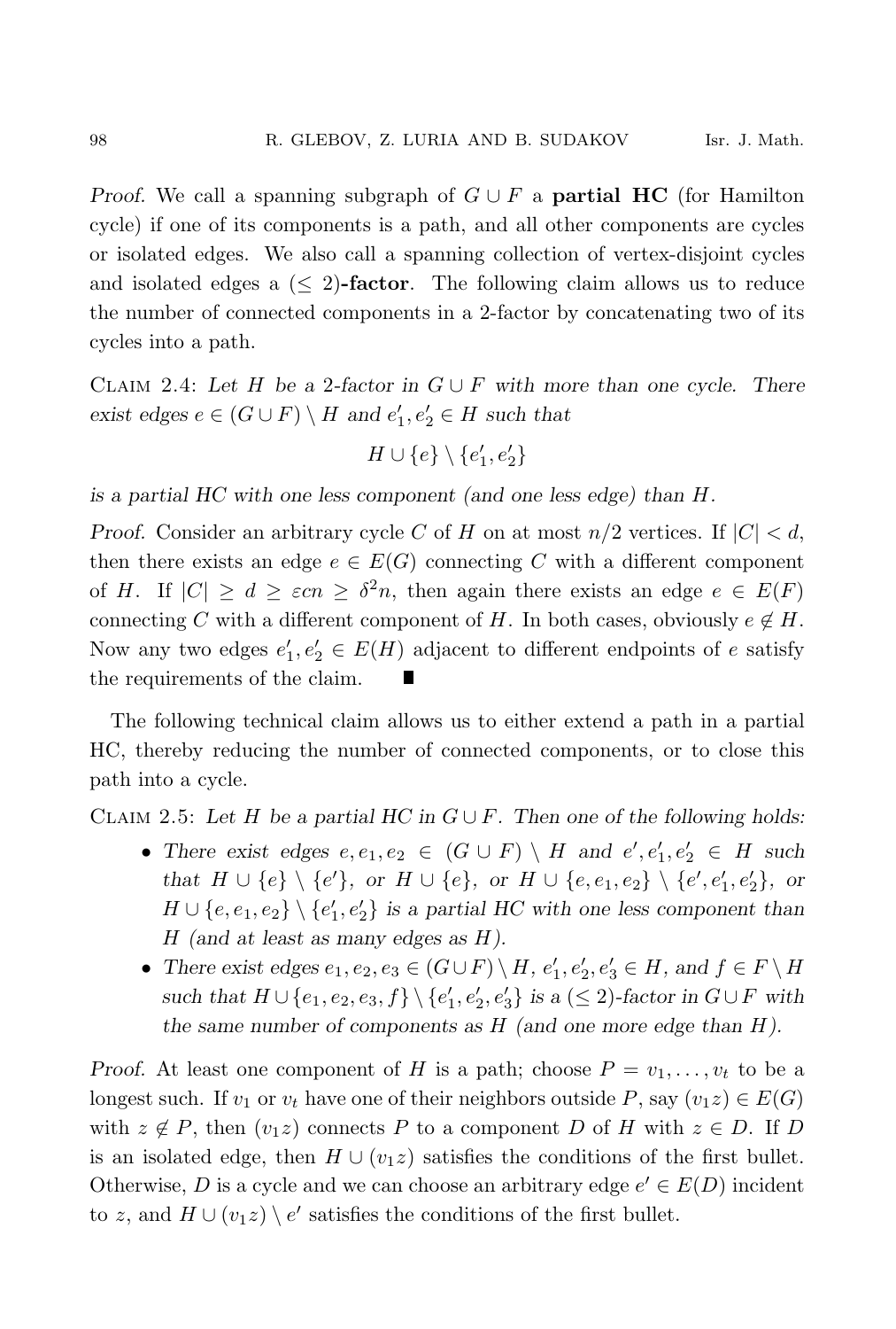*Proof.* We call a spanning subgraph of $G \cup F$ a **partial HC** (for Hamilton cycle) if one of its components is a path, and all other components are cycles or isolated edges. We also call a spanning collection of vertex-disjoint cycles and isolated edges a **($\leq 2$)-factor**. The following claim allows us to reduce the number of connected components in a 2-factor by concatenating two of its cycles into a path.

Claim 2.4: *Let $H$ be a 2-factor in $G \cup F$ with more than one cycle. There exist edges $e \in (G \cup F) \setminus H$ and $e_1', e_2' \in H$ such that*

$$H \cup \{e\} \setminus \{e_1', e_2'\}$$

*is a partial HC with one less component (and one less edge) than $H$.*

*Proof.* Consider an arbitrary cycle $C$ of $H$ on at most $n/2$ vertices. If $|C| < d$, then there exists an edge $e \in E(G)$ connecting $C$ with a different component of $H$. If $|C| \geq d \geq \varepsilon cn \geq \delta^2 n$, then again there exists an edge $e \in E(F)$ connecting $C$ with a different component of $H$. In both cases, obviously $e \notin H$. Now any two edges $e_1', e_2' \in E(H)$ adjacent to different endpoints of $e$ satisfy the requirements of the claim. ∎

The following technical claim allows us to either extend a path in a partial HC, thereby reducing the number of connected components, or to close this path into a cycle.

Claim 2.5: *Let $H$ be a partial HC in $G \cup F$. Then one of the following holds:*

- *There exist edges $e, e_1, e_2 \in (G \cup F) \setminus H$ and $e', e_1', e_2' \in H$ such that $H \cup \{e\} \setminus \{e'\}$, or $H \cup \{e\}$, or $H \cup \{e, e_1, e_2\} \setminus \{e', e_1', e_2'\}$, or $H \cup \{e, e_1, e_2\} \setminus \{e_1', e_2'\}$ is a partial HC with one less component than $H$ (and at least as many edges as $H$).*
- *There exist edges $e_1, e_2, e_3 \in (G \cup F) \setminus H$, $e_1', e_2', e_3' \in H$, and $f \in F \setminus H$ such that $H \cup \{e_1, e_2, e_3, f\} \setminus \{e_1', e_2', e_3'\}$ is a ($\leq 2$)-factor in $G \cup F$ with the same number of components as $H$ (and one more edge than $H$).*

*Proof.* At least one component of $H$ is a path; choose $P = v_1, \ldots, v_t$ to be a longest such. If $v_1$ or $v_t$ have one of their neighbors outside $P$, say $(v_1 z) \in E(G)$ with $z \notin P$, then $(v_1 z)$ connects $P$ to a component $D$ of $H$ with $z \in D$. If $D$ is an isolated edge, then $H \cup (v_1 z)$ satisfies the conditions of the first bullet. Otherwise, $D$ is a cycle and we can choose an arbitrary edge $e' \in E(D)$ incident to $z$, and $H \cup (v_1 z) \setminus e'$ satisfies the conditions of the first bullet.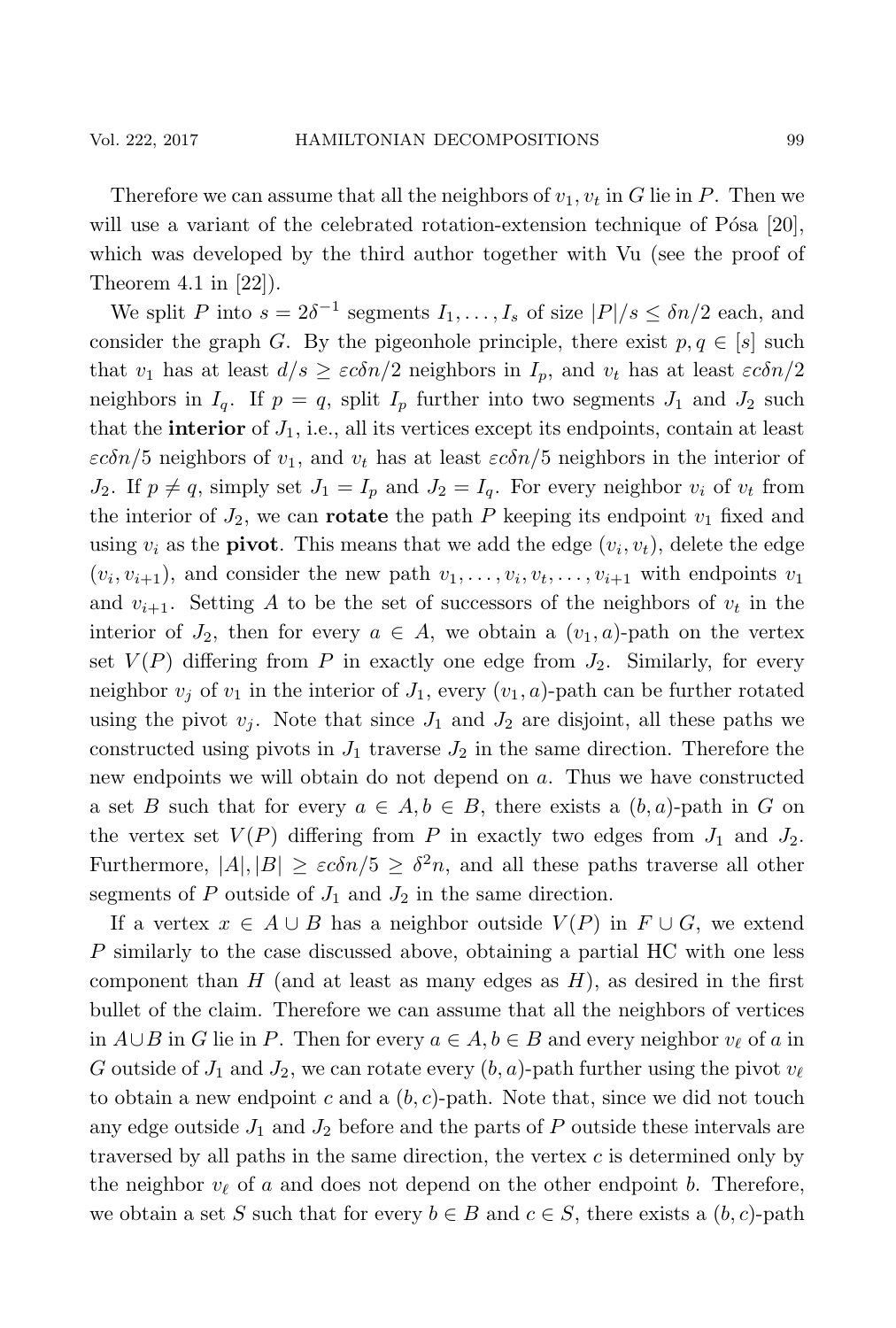Therefore we can assume that all the neighbors of $v_1, v_t$ in $G$ lie in $P$. Then we will use a variant of the celebrated rotation-extension technique of Pósa [20], which was developed by the third author together with Vu (see the proof of Theorem 4.1 in [22]).

We split $P$ into $s = 2\delta^{-1}$ segments $I_1, \ldots, I_s$ of size $|P|/s \leq \delta n/2$ each, and consider the graph $G$. By the pigeonhole principle, there exist $p, q \in [s]$ such that $v_1$ has at least $d/s \geq \varepsilon c\delta n/2$ neighbors in $I_p$, and $v_t$ has at least $\varepsilon c\delta n/2$ neighbors in $I_q$. If $p = q$, split $I_p$ further into two segments $J_1$ and $J_2$ such that the **interior** of $J_1$, i.e., all its vertices except its endpoints, contain at least $\varepsilon c\delta n/5$ neighbors of $v_1$, and $v_t$ has at least $\varepsilon c\delta n/5$ neighbors in the interior of $J_2$. If $p \neq q$, simply set $J_1 = I_p$ and $J_2 = I_q$. For every neighbor $v_i$ of $v_t$ from the interior of $J_2$, we can **rotate** the path $P$ keeping its endpoint $v_1$ fixed and using $v_i$ as the **pivot**. This means that we add the edge $(v_i, v_t)$, delete the edge $(v_i, v_{i+1})$, and consider the new path $v_1, \ldots, v_i, v_t, \ldots, v_{i+1}$ with endpoints $v_1$ and $v_{i+1}$. Setting $A$ to be the set of successors of the neighbors of $v_t$ in the interior of $J_2$, then for every $a \in A$, we obtain a $(v_1, a)$-path on the vertex set $V(P)$ differing from $P$ in exactly one edge from $J_2$. Similarly, for every neighbor $v_j$ of $v_1$ in the interior of $J_1$, every $(v_1, a)$-path can be further rotated using the pivot $v_j$. Note that since $J_1$ and $J_2$ are disjoint, all these paths we constructed using pivots in $J_1$ traverse $J_2$ in the same direction. Therefore the new endpoints we will obtain do not depend on $a$. Thus we have constructed a set $B$ such that for every $a \in A, b \in B$, there exists a $(b, a)$-path in $G$ on the vertex set $V(P)$ differing from $P$ in exactly two edges from $J_1$ and $J_2$. Furthermore, $|A|, |B| \geq \varepsilon c\delta n/5 \geq \delta^2 n$, and all these paths traverse all other segments of $P$ outside of $J_1$ and $J_2$ in the same direction.

If a vertex $x \in A \cup B$ has a neighbor outside $V(P)$ in $F \cup G$, we extend $P$ similarly to the case discussed above, obtaining a partial HC with one less component than $H$ (and at least as many edges as $H$), as desired in the first bullet of the claim. Therefore we can assume that all the neighbors of vertices in $A \cup B$ in $G$ lie in $P$. Then for every $a \in A, b \in B$ and every neighbor $v_\ell$ of $a$ in $G$ outside of $J_1$ and $J_2$, we can rotate every $(b, a)$-path further using the pivot $v_\ell$ to obtain a new endpoint $c$ and a $(b, c)$-path. Note that, since we did not touch any edge outside $J_1$ and $J_2$ before and the parts of $P$ outside these intervals are traversed by all paths in the same direction, the vertex $c$ is determined only by the neighbor $v_\ell$ of $a$ and does not depend on the other endpoint $b$. Therefore, we obtain a set $S$ such that for every $b \in B$ and $c \in S$, there exists a $(b, c)$-path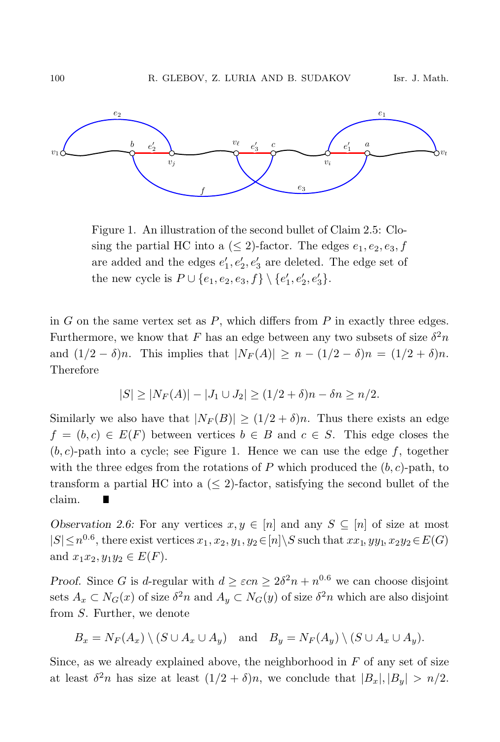Figure 1. An illustration of the second bullet of Claim 2.5: Closing the partial HC into a ($\leq 2$)-factor. The edges $e_1, e_2, e_3, f$ are added and the edges $e'_1, e'_2, e'_3$ are deleted. The edge set of the new cycle is $P \cup \{e_1, e_2, e_3, f\} \setminus \{e'_1, e'_2, e'_3\}$.

in $G$ on the same vertex set as $P$, which differs from $P$ in exactly three edges. Furthermore, we know that $F$ has an edge between any two subsets of size $\delta^2 n$ and $(1/2 - \delta)n$. This implies that $|N_F(A)| \geq n - (1/2 - \delta)n = (1/2 + \delta)n$. Therefore

$$|S| \geq |N_F(A)| - |J_1 \cup J_2| \geq (1/2 + \delta)n - \delta n \geq n/2.$$

Similarly we also have that $|N_F(B)| \geq (1/2 + \delta)n$. Thus there exists an edge $f = (b, c) \in E(F)$ between vertices $b \in B$ and $c \in S$. This edge closes the $(b, c)$-path into a cycle; see Figure 1. Hence we can use the edge $f$, together with the three edges from the rotations of $P$ which produced the $(b, c)$-path, to transform a partial HC into a ($\leq 2$)-factor, satisfying the second bullet of the claim. ∎

*Observation 2.6:* For any vertices $x, y \in [n]$ and any $S \subseteq [n]$ of size at most $|S| \leq n^{0.6}$, there exist vertices $x_1, x_2, y_1, y_2 \in [n] \setminus S$ such that $xx_1, yy_1, x_2y_2 \in E(G)$ and $x_1x_2, y_1y_2 \in E(F)$.

*Proof.* Since $G$ is $d$-regular with $d \geq \varepsilon cn \geq 2\delta^2 n + n^{0.6}$ we can choose disjoint sets $A_x \subset N_G(x)$ of size $\delta^2 n$ and $A_y \subset N_G(y)$ of size $\delta^2 n$ which are also disjoint from $S$. Further, we denote

$$B_x = N_F(A_x) \setminus (S \cup A_x \cup A_y) \quad \text{and} \quad B_y = N_F(A_y) \setminus (S \cup A_x \cup A_y).$$

Since, as we already explained above, the neighborhood in $F$ of any set of size at least $\delta^2 n$ has size at least $(1/2 + \delta)n$, we conclude that $|B_x|, |B_y| > n/2$.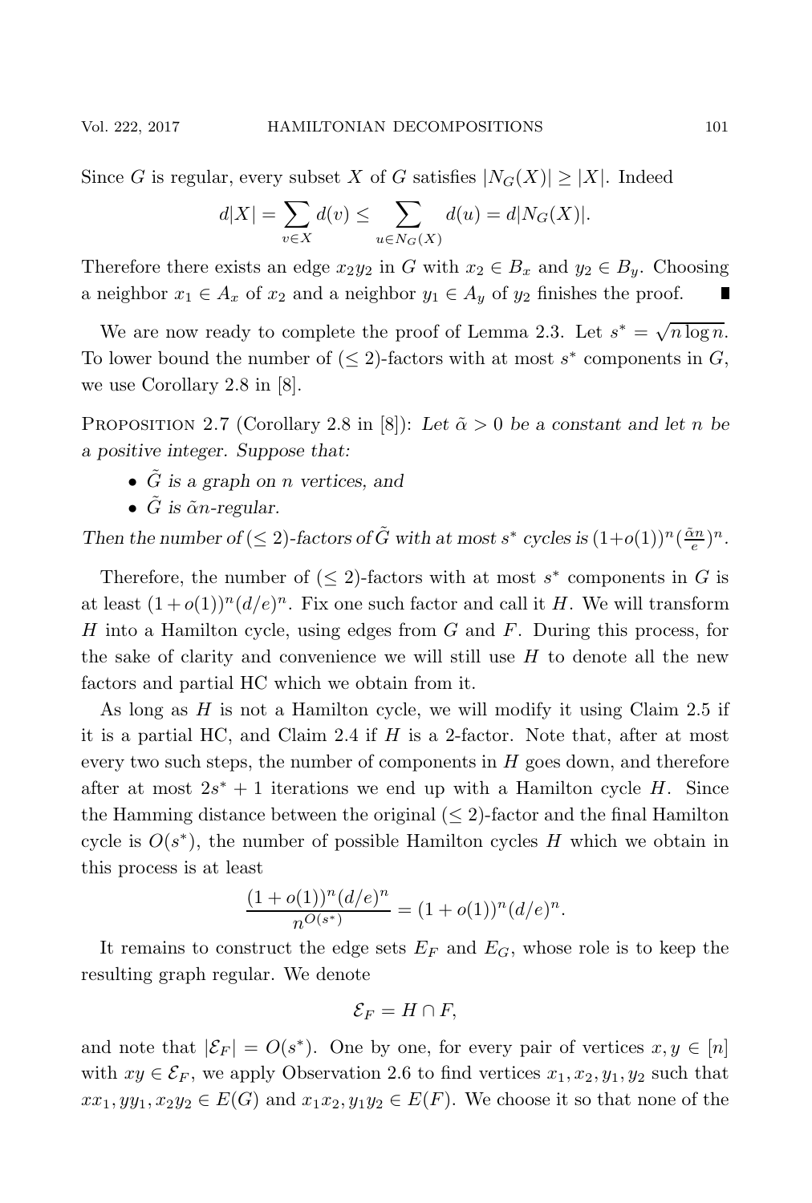Since $G$ is regular, every subset $X$ of $G$ satisfies $|N_G(X)| \geq |X|$. Indeed

$$d|X| = \sum_{v \in X} d(v) \leq \sum_{u \in N_G(X)} d(u) = d|N_G(X)|.$$

Therefore there exists an edge $x_2y_2$ in $G$ with $x_2 \in B_x$ and $y_2 \in B_y$. Choosing a neighbor $x_1 \in A_x$ of $x_2$ and a neighbor $y_1 \in A_y$ of $y_2$ finishes the proof. ∎

We are now ready to complete the proof of Lemma 2.3. Let $s^* = \sqrt{n \log n}$. To lower bound the number of $(\leq 2)$-factors with at most $s^*$ components in $G$, we use Corollary 2.8 in [8].

Proposition 2.7 (Corollary 2.8 in [8]): *Let $\tilde{\alpha} > 0$ be a constant and let $n$ be a positive integer. Suppose that:*

- *$\tilde{G}$ is a graph on $n$ vertices, and*
- *$\tilde{G}$ is $\tilde{\alpha}n$-regular.*

*Then the number of $(\leq 2)$-factors of $\tilde{G}$ with at most $s^*$ cycles is $(1+o(1))^n(\frac{\tilde{\alpha}n}{e})^n$.*

Therefore, the number of $(\leq 2)$-factors with at most $s^*$ components in $G$ is at least $(1+o(1))^n(d/e)^n$. Fix one such factor and call it $H$. We will transform $H$ into a Hamilton cycle, using edges from $G$ and $F$. During this process, for the sake of clarity and convenience we will still use $H$ to denote all the new factors and partial HC which we obtain from it.

As long as $H$ is not a Hamilton cycle, we will modify it using Claim 2.5 if it is a partial HC, and Claim 2.4 if $H$ is a 2-factor. Note that, after at most every two such steps, the number of components in $H$ goes down, and therefore after at most $2s^* + 1$ iterations we end up with a Hamilton cycle $H$. Since the Hamming distance between the original $(\leq 2)$-factor and the final Hamilton cycle is $O(s^*)$, the number of possible Hamilton cycles $H$ which we obtain in this process is at least

$$\frac{(1+o(1))^n(d/e)^n}{n^{O(s^*)}} = (1+o(1))^n(d/e)^n.$$

It remains to construct the edge sets $E_F$ and $E_G$, whose role is to keep the resulting graph regular. We denote

$$\mathcal{E}_F = H \cap F,$$

and note that $|\mathcal{E}_F| = O(s^*)$. One by one, for every pair of vertices $x, y \in [n]$ with $xy \in \mathcal{E}_F$, we apply Observation 2.6 to find vertices $x_1, x_2, y_1, y_2$ such that $xx_1, yy_1, x_2y_2 \in E(G)$ and $x_1x_2, y_1y_2 \in E(F)$. We choose it so that none of the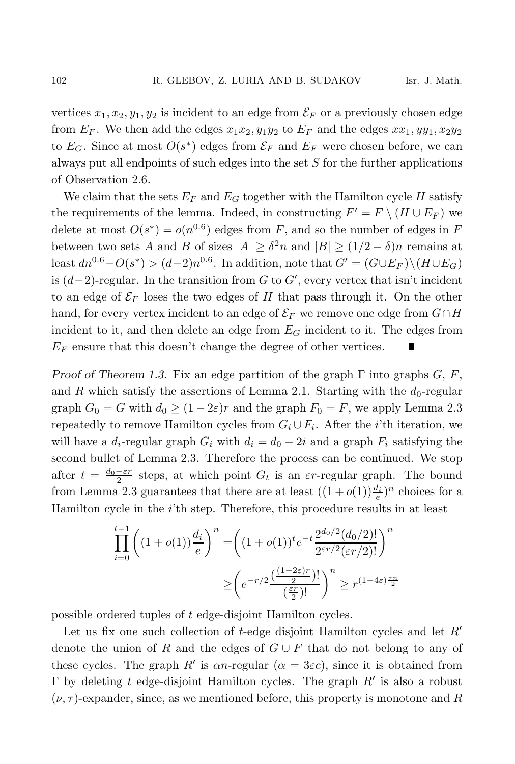vertices $x_1, x_2, y_1, y_2$ is incident to an edge from $\mathcal{E}_F$ or a previously chosen edge from $E_F$. We then add the edges $x_1x_2, y_1y_2$ to $E_F$ and the edges $xx_1, yy_1, x_2y_2$ to $E_G$. Since at most $O(s^*)$ edges from $\mathcal{E}_F$ and $E_F$ were chosen before, we can always put all endpoints of such edges into the set $S$ for the further applications of Observation 2.6.

We claim that the sets $E_F$ and $E_G$ together with the Hamilton cycle $H$ satisfy the requirements of the lemma. Indeed, in constructing $F' = F \setminus (H \cup E_F)$ we delete at most $O(s^*) = o(n^{0.6})$ edges from $F$, and so the number of edges in $F$ between two sets $A$ and $B$ of sizes $|A| \geq \delta^2 n$ and $|B| \geq (1/2 - \delta)n$ remains at least $dn^{0.6} - O(s^*) > (d-2)n^{0.6}$. In addition, note that $G' = (G \cup E_F) \setminus (H \cup E_G)$ is $(d-2)$-regular. In the transition from $G$ to $G'$, every vertex that isn't incident to an edge of $\mathcal{E}_F$ loses the two edges of $H$ that pass through it. On the other hand, for every vertex incident to an edge of $\mathcal{E}_F$ we remove one edge from $G \cap H$ incident to it, and then delete an edge from $E_G$ incident to it. The edges from $E_F$ ensure that this doesn't change the degree of other vertices. ∎

*Proof of Theorem 1.3.* Fix an edge partition of the graph $\Gamma$ into graphs $G$, $F$, and $R$ which satisfy the assertions of Lemma 2.1. Starting with the $d_0$-regular graph $G_0 = G$ with $d_0 \geq (1 - 2\varepsilon)r$ and the graph $F_0 = F$, we apply Lemma 2.3 repeatedly to remove Hamilton cycles from $G_i \cup F_i$. After the $i$'th iteration, we will have a $d_i$-regular graph $G_i$ with $d_i = d_0 - 2i$ and a graph $F_i$ satisfying the second bullet of Lemma 2.3. Therefore the process can be continued. We stop after $t = \frac{d_0 - \varepsilon r}{2}$ steps, at which point $G_t$ is an $\varepsilon r$-regular graph. The bound from Lemma 2.3 guarantees that there are at least $((1 + o(1))\frac{d_i}{e})^n$ choices for a Hamilton cycle in the $i$'th step. Therefore, this procedure results in at least

$$\prod_{i=0}^{t-1} \left( (1 + o(1)) \frac{d_i}{e} \right)^n = \left( (1 + o(1))^t e^{-t} \frac{2^{d_0/2} (d_0/2)!}{2^{\varepsilon r/2} (\varepsilon r/2)!} \right)^n$$
$$\geq \left( e^{-r/2} \frac{(\frac{(1-2\varepsilon)r}{2})!}{(\frac{\varepsilon r}{2})!} \right)^n \geq r^{(1-4\varepsilon)\frac{rn}{2}}$$

possible ordered tuples of $t$ edge-disjoint Hamilton cycles.

Let us fix one such collection of $t$-edge disjoint Hamilton cycles and let $R'$ denote the union of $R$ and the edges of $G \cup F$ that do not belong to any of these cycles. The graph $R'$ is $\alpha n$-regular ($\alpha = 3\varepsilon c$), since it is obtained from $\Gamma$ by deleting $t$ edge-disjoint Hamilton cycles. The graph $R'$ is also a robust $(\nu, \tau)$-expander, since, as we mentioned before, this property is monotone and $R$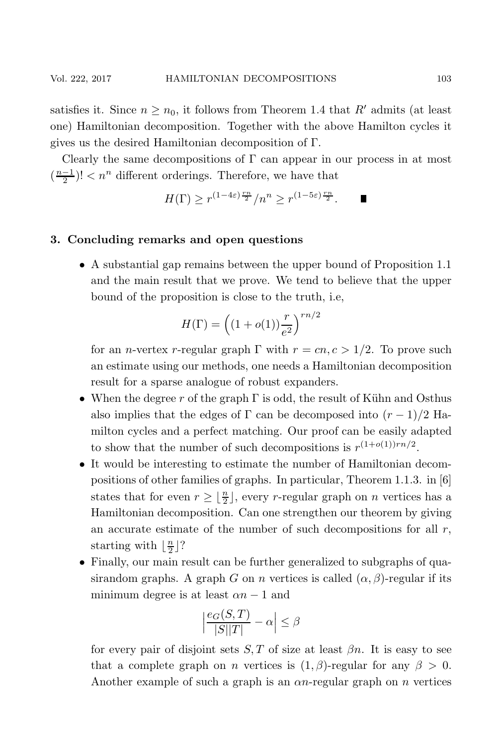satisfies it. Since $n \geq n_0$, it follows from Theorem 1.4 that $R'$ admits (at least one) Hamiltonian decomposition. Together with the above Hamilton cycles it gives us the desired Hamiltonian decomposition of $\Gamma$.

Clearly the same decompositions of $\Gamma$ can appear in our process in at most $(\frac{n-1}{2})! < n^n$ different orderings. Therefore, we have that

$$H(\Gamma) \geq r^{(1-4\varepsilon)\frac{rn}{2}}/n^n \geq r^{(1-5\varepsilon)\frac{rn}{2}}. \qquad \blacksquare$$

## 3. Concluding remarks and open questions

- A substantial gap remains between the upper bound of Proposition 1.1 and the main result that we prove. We tend to believe that the upper bound of the proposition is close to the truth, i.e,

  $$H(\Gamma) = \left((1+o(1))\frac{r}{e^2}\right)^{rn/2}$$

  for an $n$-vertex $r$-regular graph $\Gamma$ with $r = cn, c > 1/2$. To prove such an estimate using our methods, one needs a Hamiltonian decomposition result for a sparse analogue of robust expanders.
- When the degree $r$ of the graph $\Gamma$ is odd, the result of Kühn and Osthus also implies that the edges of $\Gamma$ can be decomposed into $(r-1)/2$ Hamilton cycles and a perfect matching. Our proof can be easily adapted to show that the number of such decompositions is $r^{(1+o(1))rn/2}$.
- It would be interesting to estimate the number of Hamiltonian decompositions of other families of graphs. In particular, Theorem 1.1.3. in [6] states that for even $r \geq \lfloor \frac{n}{2} \rfloor$, every $r$-regular graph on $n$ vertices has a Hamiltonian decomposition. Can one strengthen our theorem by giving an accurate estimate of the number of such decompositions for all $r$, starting with $\lfloor \frac{n}{2} \rfloor$?
- Finally, our main result can be further generalized to subgraphs of quasirandom graphs. A graph $G$ on $n$ vertices is called $(\alpha, \beta)$-regular if its minimum degree is at least $\alpha n - 1$ and

  $$\left|\frac{e_G(S,T)}{|S||T|} - \alpha\right| \leq \beta$$

  for every pair of disjoint sets $S, T$ of size at least $\beta n$. It is easy to see that a complete graph on $n$ vertices is $(1, \beta)$-regular for any $\beta > 0$. Another example of such a graph is an $\alpha n$-regular graph on $n$ vertices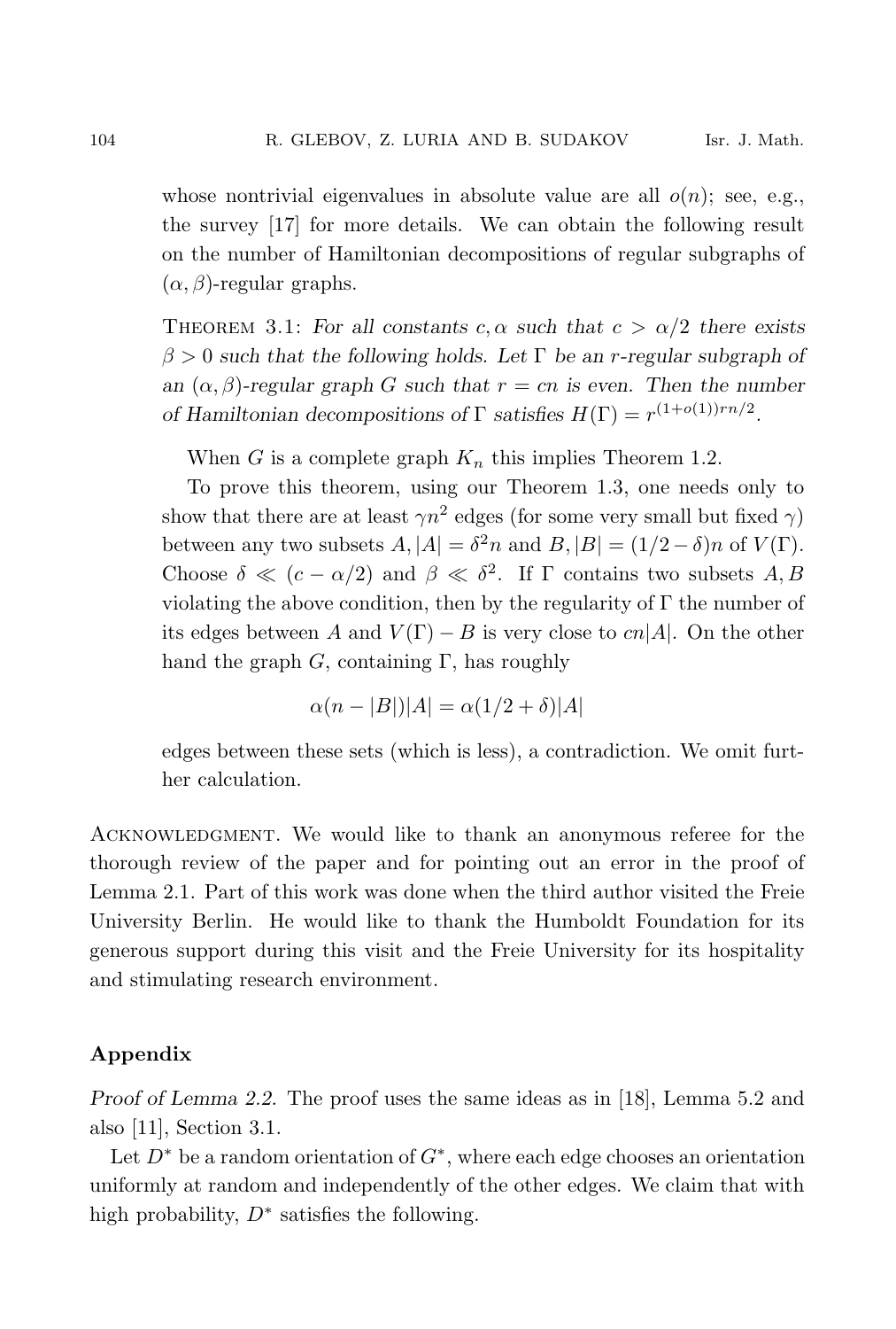whose nontrivial eigenvalues in absolute value are all $o(n)$; see, e.g., the survey [17] for more details. We can obtain the following result on the number of Hamiltonian decompositions of regular subgraphs of $(\alpha, \beta)$-regular graphs.

Theorem 3.1: *For all constants $c, \alpha$ such that $c > \alpha/2$ there exists $\beta > 0$ such that the following holds. Let $\Gamma$ be an $r$-regular subgraph of an $(\alpha, \beta)$-regular graph $G$ such that $r = cn$ is even. Then the number of Hamiltonian decompositions of $\Gamma$ satisfies $H(\Gamma) = r^{(1+o(1))rn/2}$.*

When $G$ is a complete graph $K_n$ this implies Theorem 1.2.

To prove this theorem, using our Theorem 1.3, one needs only to show that there are at least $\gamma n^2$ edges (for some very small but fixed $\gamma$) between any two subsets $A, |A| = \delta^2 n$ and $B, |B| = (1/2 - \delta)n$ of $V(\Gamma)$. Choose $\delta \ll (c - \alpha/2)$ and $\beta \ll \delta^2$. If $\Gamma$ contains two subsets $A, B$ violating the above condition, then by the regularity of $\Gamma$ the number of its edges between $A$ and $V(\Gamma) - B$ is very close to $cn|A|$. On the other hand the graph $G$, containing $\Gamma$, has roughly

$$\alpha(n - |B|)|A| = \alpha(1/2 + \delta)|A|$$

edges between these sets (which is less), a contradiction. We omit further calculation.

Acknowledgment. We would like to thank an anonymous referee for the thorough review of the paper and for pointing out an error in the proof of Lemma 2.1. Part of this work was done when the third author visited the Freie University Berlin. He would like to thank the Humboldt Foundation for its generous support during this visit and the Freie University for its hospitality and stimulating research environment.

## Appendix

*Proof of Lemma 2.2.* The proof uses the same ideas as in [18], Lemma 5.2 and also [11], Section 3.1.

Let $D^*$ be a random orientation of $G^*$, where each edge chooses an orientation uniformly at random and independently of the other edges. We claim that with high probability, $D^*$ satisfies the following.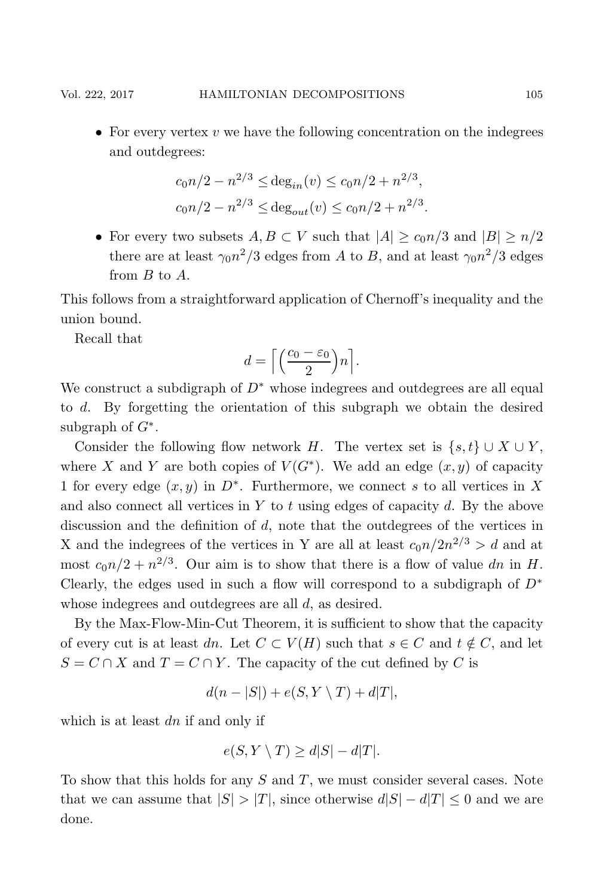- For every vertex $v$ we have the following concentration on the indegrees and outdegrees:

$$c_0 n/2 - n^{2/3} \leq \deg_{in}(v) \leq c_0 n/2 + n^{2/3},$$
$$c_0 n/2 - n^{2/3} \leq \deg_{out}(v) \leq c_0 n/2 + n^{2/3}.$$

- For every two subsets $A, B \subset V$ such that $|A| \geq c_0 n/3$ and $|B| \geq n/2$ there are at least $\gamma_0 n^2/3$ edges from $A$ to $B$, and at least $\gamma_0 n^2/3$ edges from $B$ to $A$.

This follows from a straightforward application of Chernoff's inequality and the union bound.

Recall that

$$d = \left\lceil \left(\frac{c_0 - \varepsilon_0}{2}\right) n \right\rceil.$$

We construct a subdigraph of $D^*$ whose indegrees and outdegrees are all equal to $d$. By forgetting the orientation of this subgraph we obtain the desired subgraph of $G^*$.

Consider the following flow network $H$. The vertex set is $\{s, t\} \cup X \cup Y$, where $X$ and $Y$ are both copies of $V(G^*)$. We add an edge $(x, y)$ of capacity 1 for every edge $(x, y)$ in $D^*$. Furthermore, we connect $s$ to all vertices in $X$ and also connect all vertices in $Y$ to $t$ using edges of capacity $d$. By the above discussion and the definition of $d$, note that the outdegrees of the vertices in X and the indegrees of the vertices in Y are all at least $c_0 n/2n^{2/3} > d$ and at most $c_0 n/2 + n^{2/3}$. Our aim is to show that there is a flow of value $dn$ in $H$. Clearly, the edges used in such a flow will correspond to a subdigraph of $D^*$ whose indegrees and outdegrees are all $d$, as desired.

By the Max-Flow-Min-Cut Theorem, it is sufficient to show that the capacity of every cut is at least $dn$. Let $C \subset V(H)$ such that $s \in C$ and $t \notin C$, and let $S = C \cap X$ and $T = C \cap Y$. The capacity of the cut defined by $C$ is

$$d(n - |S|) + e(S, Y \setminus T) + d|T|,$$

which is at least $dn$ if and only if

$$e(S, Y \setminus T) \geq d|S| - d|T|.$$

To show that this holds for any $S$ and $T$, we must consider several cases. Note that we can assume that $|S| > |T|$, since otherwise $d|S| - d|T| \leq 0$ and we are done.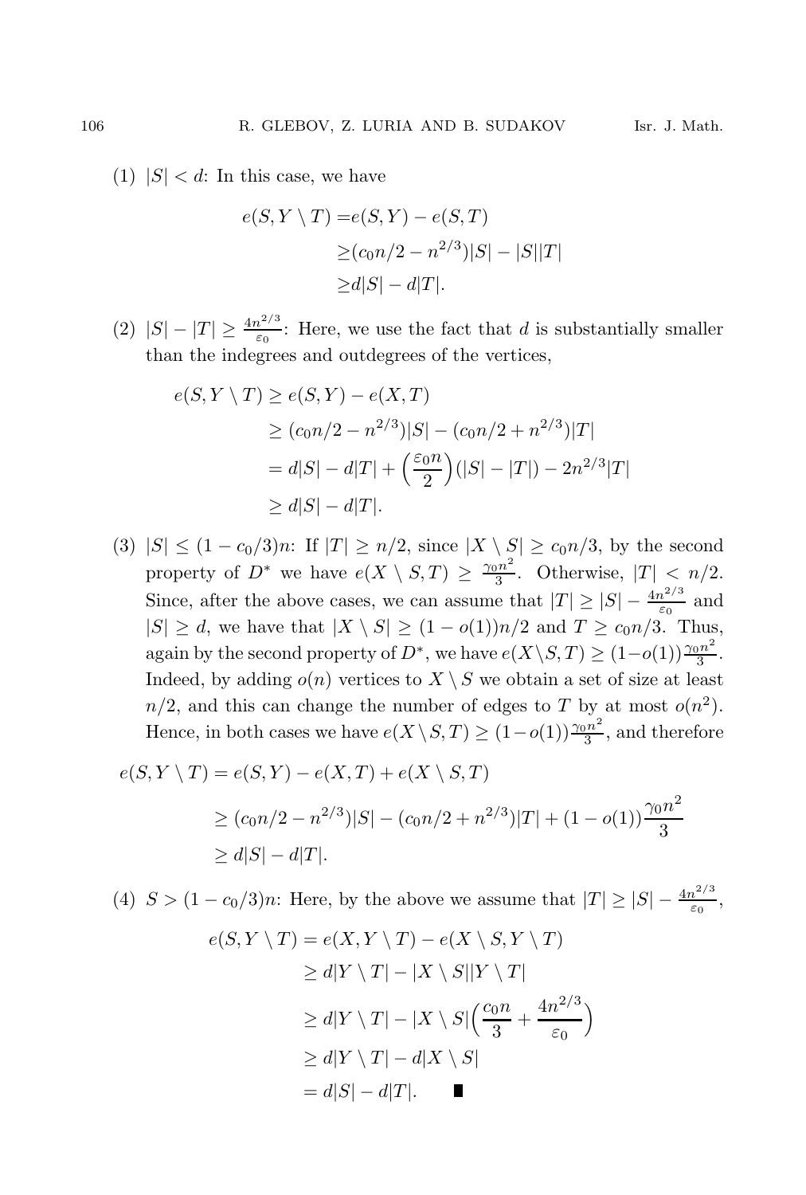(1) $|S| < d$: In this case, we have

$$\begin{aligned} e(S, Y \setminus T) =& e(S, Y) - e(S, T) \\ \geq& (c_0 n/2 - n^{2/3})|S| - |S||T| \\ \geq& d|S| - d|T|. \end{aligned}$$

(2) $|S| - |T| \geq \frac{4n^{2/3}}{\varepsilon_0}$: Here, we use the fact that $d$ is substantially smaller than the indegrees and outdegrees of the vertices,

$$\begin{aligned} e(S, Y \setminus T) &\geq e(S, Y) - e(X, T) \\ &\geq (c_0 n/2 - n^{2/3})|S| - (c_0 n/2 + n^{2/3})|T| \\ &= d|S| - d|T| + \Big(\frac{\varepsilon_0 n}{2}\Big)(|S| - |T|) - 2n^{2/3}|T| \\ &\geq d|S| - d|T|. \end{aligned}$$

(3) $|S| \leq (1 - c_0/3)n$: If $|T| \geq n/2$, since $|X \setminus S| \geq c_0 n/3$, by the second property of $D^*$ we have $e(X \setminus S, T) \geq \frac{\gamma_0 n^2}{3}$. Otherwise, $|T| < n/2$. Since, after the above cases, we can assume that $|T| \geq |S| - \frac{4n^{2/3}}{\varepsilon_0}$ and $|S| \geq d$, we have that $|X \setminus S| \geq (1 - o(1))n/2$ and $T \geq c_0 n/3$. Thus, again by the second property of $D^*$, we have $e(X \setminus S, T) \geq (1 - o(1))\frac{\gamma_0 n^2}{3}$. Indeed, by adding $o(n)$ vertices to $X \setminus S$ we obtain a set of size at least $n/2$, and this can change the number of edges to $T$ by at most $o(n^2)$. Hence, in both cases we have $e(X \setminus S, T) \geq (1 - o(1))\frac{\gamma_0 n^2}{3}$, and therefore

$$\begin{aligned} e(S, Y \setminus T) &= e(S, Y) - e(X, T) + e(X \setminus S, T) \\ &\geq (c_0 n/2 - n^{2/3})|S| - (c_0 n/2 + n^{2/3})|T| + (1 - o(1))\frac{\gamma_0 n^2}{3} \\ &\geq d|S| - d|T|. \end{aligned}$$

(4) $S > (1 - c_0/3)n$: Here, by the above we assume that $|T| \geq |S| - \frac{4n^{2/3}}{\varepsilon_0}$,

$$\begin{aligned} e(S, Y \setminus T) &= e(X, Y \setminus T) - e(X \setminus S, Y \setminus T) \\ &\geq d|Y \setminus T| - |X \setminus S||Y \setminus T| \\ &\geq d|Y \setminus T| - |X \setminus S|\Big(\frac{c_0 n}{3} + \frac{4n^{2/3}}{\varepsilon_0}\Big) \\ &\geq d|Y \setminus T| - d|X \setminus S| \\ &= d|S| - d|T|. \qquad \blacksquare \end{aligned}$$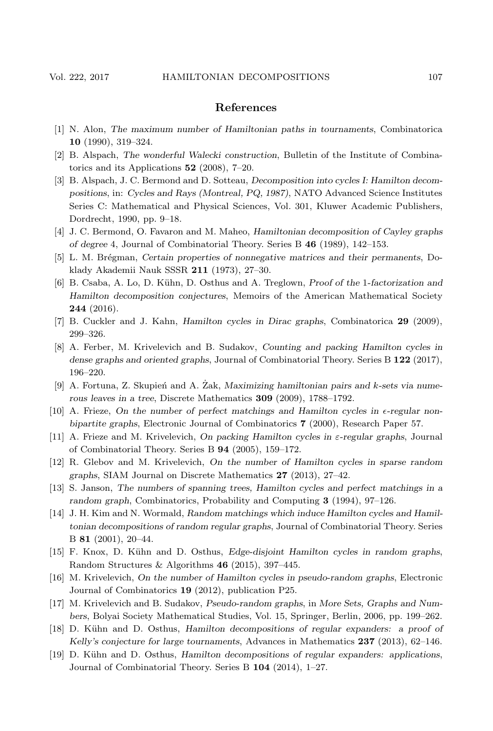## References

[1] N. Alon, *The maximum number of Hamiltonian paths in tournaments*, Combinatorica **10** (1990), 319–324.

[2] B. Alspach, *The wonderful Walecki construction*, Bulletin of the Institute of Combinatorics and its Applications **52** (2008), 7–20.

[3] B. Alspach, J. C. Bermond and D. Sotteau, *Decomposition into cycles I: Hamilton decompositions*, in: *Cycles and Rays (Montreal, PQ, 1987)*, NATO Advanced Science Institutes Series C: Mathematical and Physical Sciences, Vol. 301, Kluwer Academic Publishers, Dordrecht, 1990, pp. 9–18.

[4] J. C. Bermond, O. Favaron and M. Maheo, *Hamiltonian decomposition of Cayley graphs of degree* 4, Journal of Combinatorial Theory. Series B **46** (1989), 142–153.

[5] L. M. Brégman, *Certain properties of nonnegative matrices and their permanents*, Doklady Akademii Nauk SSSR **211** (1973), 27–30.

[6] B. Csaba, A. Lo, D. Kühn, D. Osthus and A. Treglown, *Proof of the* 1*-factorization and Hamilton decomposition conjectures*, Memoirs of the American Mathematical Society **244** (2016).

[7] B. Cuckler and J. Kahn, *Hamilton cycles in Dirac graphs*, Combinatorica **29** (2009), 299–326.

[8] A. Ferber, M. Krivelevich and B. Sudakov, *Counting and packing Hamilton cycles in dense graphs and oriented graphs*, Journal of Combinatorial Theory. Series B **122** (2017), 196–220.

[9] A. Fortuna, Z. Skupień and A. Żak, *Maximizing hamiltonian pairs and $k$-sets via numerous leaves in a tree*, Discrete Mathematics **309** (2009), 1788–1792.

[10] A. Frieze, *On the number of perfect matchings and Hamilton cycles in $\epsilon$-regular non-bipartite graphs*, Electronic Journal of Combinatorics **7** (2000), Research Paper 57.

[11] A. Frieze and M. Krivelevich, *On packing Hamilton cycles in $\varepsilon$-regular graphs*, Journal of Combinatorial Theory. Series B **94** (2005), 159–172.

[12] R. Glebov and M. Krivelevich, *On the number of Hamilton cycles in sparse random graphs*, SIAM Journal on Discrete Mathematics **27** (2013), 27–42.

[13] S. Janson, *The numbers of spanning trees, Hamilton cycles and perfect matchings in a random graph*, Combinatorics, Probability and Computing **3** (1994), 97–126.

[14] J. H. Kim and N. Wormald, *Random matchings which induce Hamilton cycles and Hamiltonian decompositions of random regular graphs*, Journal of Combinatorial Theory. Series B **81** (2001), 20–44.

[15] F. Knox, D. Kühn and D. Osthus, *Edge-disjoint Hamilton cycles in random graphs*, Random Structures & Algorithms **46** (2015), 397–445.

[16] M. Krivelevich, *On the number of Hamilton cycles in pseudo-random graphs*, Electronic Journal of Combinatorics **19** (2012), publication P25.

[17] M. Krivelevich and B. Sudakov, *Pseudo-random graphs*, in *More Sets, Graphs and Numbers*, Bolyai Society Mathematical Studies, Vol. 15, Springer, Berlin, 2006, pp. 199–262.

[18] D. Kühn and D. Osthus, *Hamilton decompositions of regular expanders: a proof of Kelly's conjecture for large tournaments*, Advances in Mathematics **237** (2013), 62–146.

[19] D. Kühn and D. Osthus, *Hamilton decompositions of regular expanders: applications*, Journal of Combinatorial Theory. Series B **104** (2014), 1–27.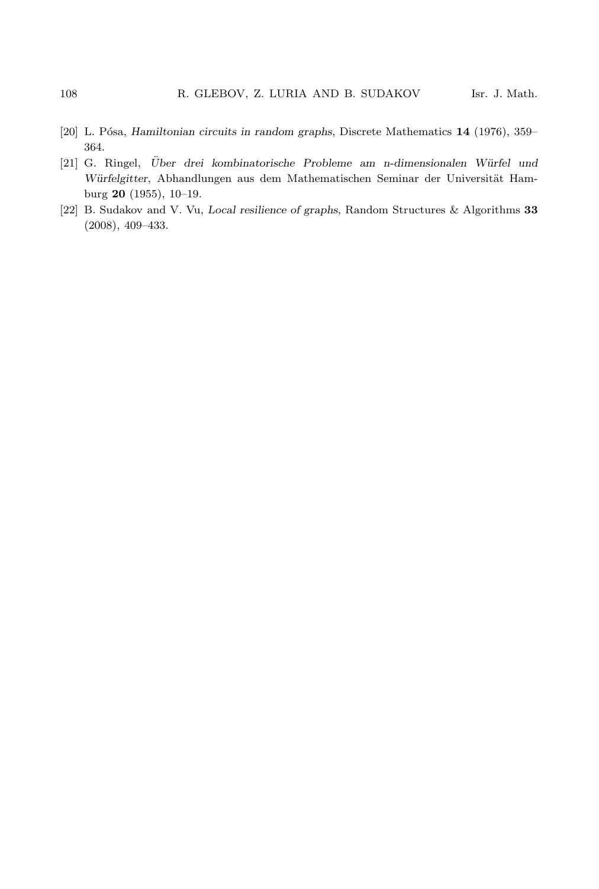[20] L. Pósa, *Hamiltonian circuits in random graphs*, Discrete Mathematics **14** (1976), 359–364.

[21] G. Ringel, *Über drei kombinatorische Probleme am n-dimensionalen Würfel und Würfelgitter*, Abhandlungen aus dem Mathematischen Seminar der Universität Hamburg **20** (1955), 10–19.

[22] B. Sudakov and V. Vu, *Local resilience of graphs*, Random Structures & Algorithms **33** (2008), 409–433.